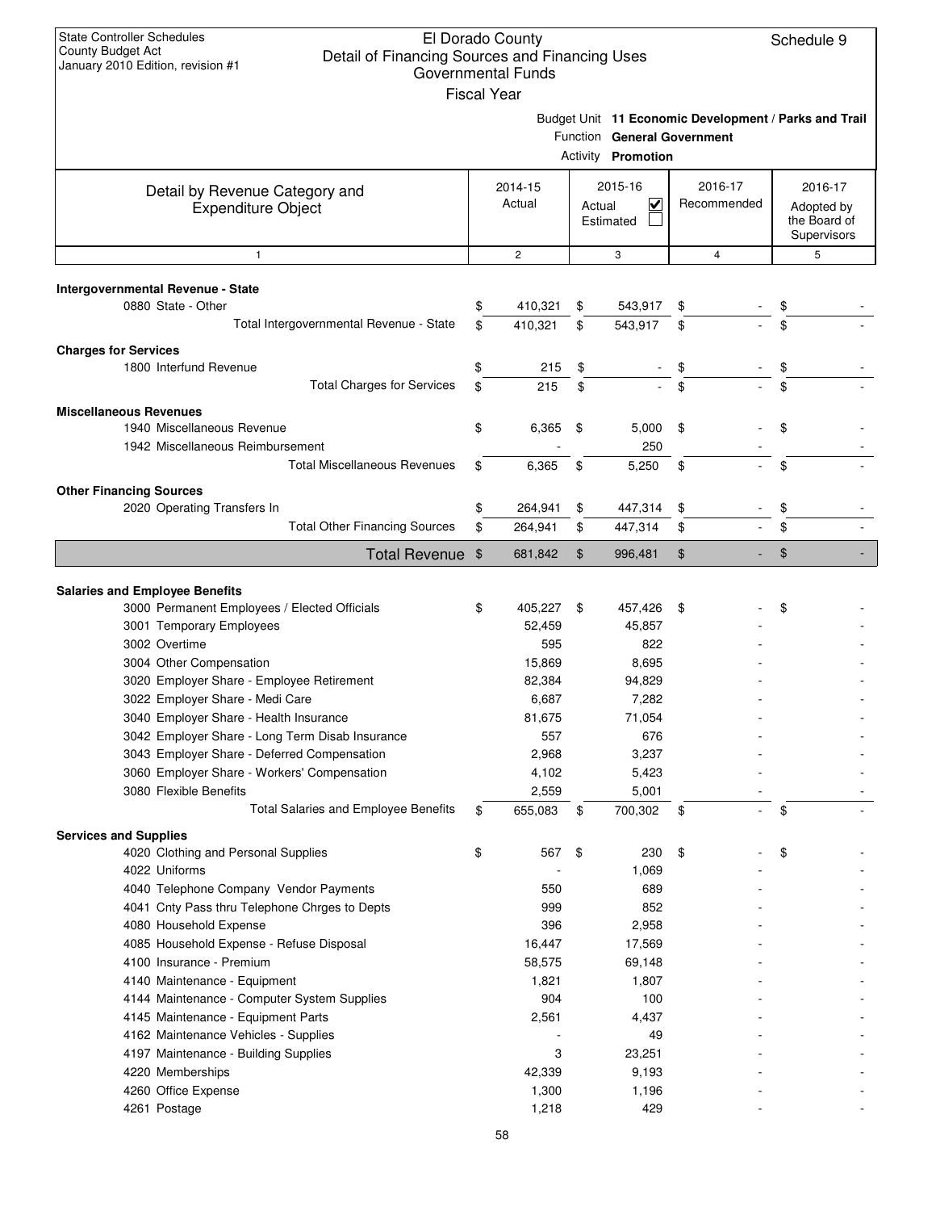State Controller Schedules
County Budget Act
January 2010 Edition, revision #1

# El Dorado County
## Detail of Financing Sources and Financing Uses
### Governmental Funds
Fiscal Year

Schedule 9

Budget Unit **11 Economic Development / Parks and Trail**
Function **General Government**
Activity **Promotion**

| Detail by Revenue Category and Expenditure Object | 2014-15 Actual | 2015-16 Actual ☑ Estimated ☐ | 2016-17 Recommended | 2016-17 Adopted by the Board of Supervisors |
|---|---|---|---|---|
| 1 | 2 | 3 | 4 | 5 |
| **Intergovernmental Revenue - State** | | | | |
| 0880 State - Other | $ 410,321 | $ 543,917 | $ - | $ - |
| Total Intergovernmental Revenue - State | $ 410,321 | $ 543,917 | $ - | $ - |
| **Charges for Services** | | | | |
| 1800 Interfund Revenue | $ 215 | $ - | $ - | $ - |
| Total Charges for Services | $ 215 | $ - | $ - | $ - |
| **Miscellaneous Revenues** | | | | |
| 1940 Miscellaneous Revenue | $ 6,365 | $ 5,000 | $ - | $ - |
| 1942 Miscellaneous Reimbursement | - | 250 | - | - |
| Total Miscellaneous Revenues | $ 6,365 | $ 5,250 | $ - | $ - |
| **Other Financing Sources** | | | | |
| 2020 Operating Transfers In | $ 264,941 | $ 447,314 | $ - | $ - |
| Total Other Financing Sources | $ 264,941 | $ 447,314 | $ - | $ - |
| **Total Revenue** | $ 681,842 | $ 996,481 | $ - | $ - |
| **Salaries and Employee Benefits** | | | | |
| 3000 Permanent Employees / Elected Officials | $ 405,227 | $ 457,426 | $ - | $ - |
| 3001 Temporary Employees | 52,459 | 45,857 | - | - |
| 3002 Overtime | 595 | 822 | - | - |
| 3004 Other Compensation | 15,869 | 8,695 | - | - |
| 3020 Employer Share - Employee Retirement | 82,384 | 94,829 | - | - |
| 3022 Employer Share - Medi Care | 6,687 | 7,282 | - | - |
| 3040 Employer Share - Health Insurance | 81,675 | 71,054 | - | - |
| 3042 Employer Share - Long Term Disab Insurance | 557 | 676 | - | - |
| 3043 Employer Share - Deferred Compensation | 2,968 | 3,237 | - | - |
| 3060 Employer Share - Workers' Compensation | 4,102 | 5,423 | - | - |
| 3080 Flexible Benefits | 2,559 | 5,001 | - | - |
| Total Salaries and Employee Benefits | $ 655,083 | $ 700,302 | $ - | $ - |
| **Services and Supplies** | | | | |
| 4020 Clothing and Personal Supplies | $ 567 | $ 230 | $ - | $ - |
| 4022 Uniforms | - | 1,069 | - | - |
| 4040 Telephone Company Vendor Payments | 550 | 689 | - | - |
| 4041 Cnty Pass thru Telephone Chrges to Depts | 999 | 852 | - | - |
| 4080 Household Expense | 396 | 2,958 | - | - |
| 4085 Household Expense - Refuse Disposal | 16,447 | 17,569 | - | - |
| 4100 Insurance - Premium | 58,575 | 69,148 | - | - |
| 4140 Maintenance - Equipment | 1,821 | 1,807 | - | - |
| 4144 Maintenance - Computer System Supplies | 904 | 100 | - | - |
| 4145 Maintenance - Equipment Parts | 2,561 | 4,437 | - | - |
| 4162 Maintenance Vehicles - Supplies | - | 49 | - | - |
| 4197 Maintenance - Building Supplies | 3 | 23,251 | - | - |
| 4220 Memberships | 42,339 | 9,193 | - | - |
| 4260 Office Expense | 1,300 | 1,196 | - | - |
| 4261 Postage | 1,218 | 429 | - | - |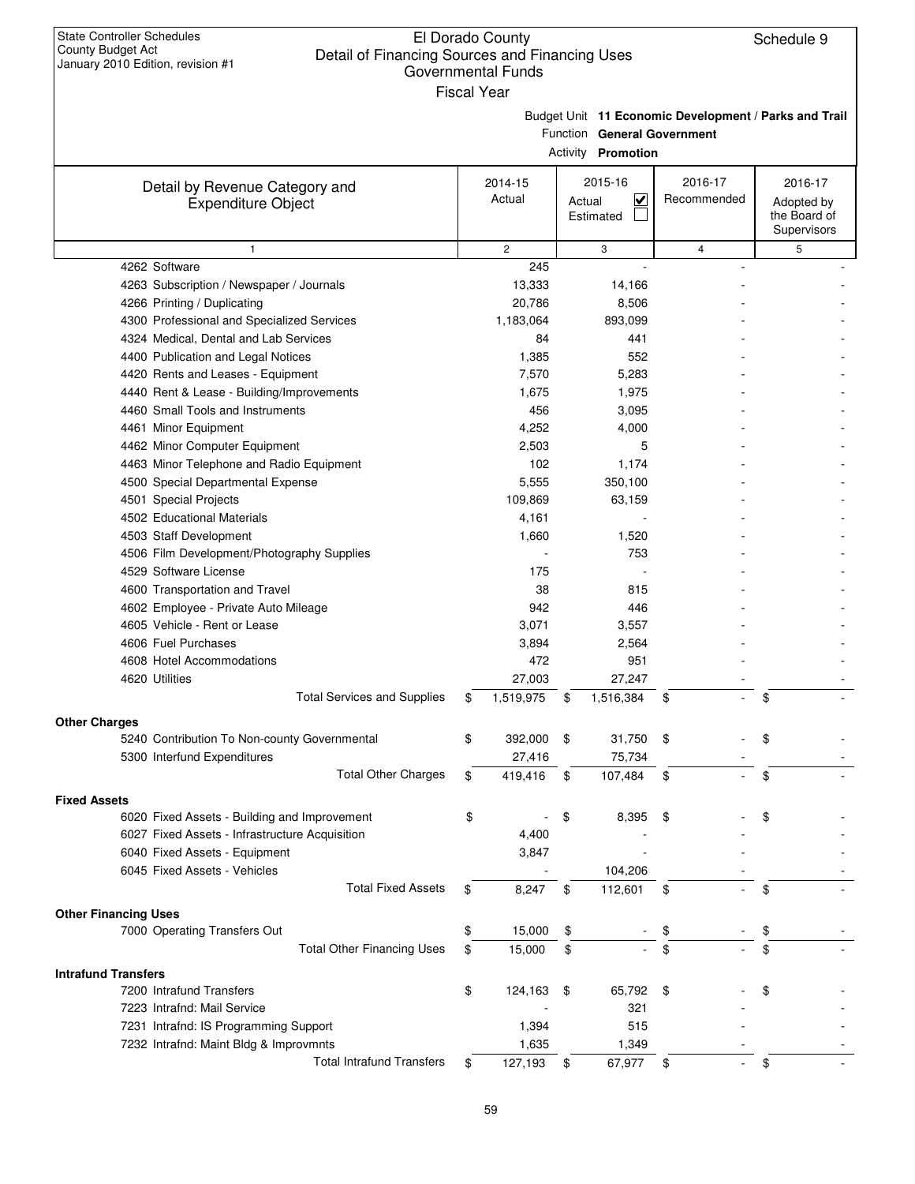State Controller Schedules
County Budget Act
January 2010 Edition, revision #1

# El Dorado County
## Detail of Financing Sources and Financing Uses
### Governmental Funds
Fiscal Year

Schedule 9

Budget Unit **11 Economic Development / Parks and Trail**
Function **General Government**
Activity **Promotion**

| Detail by Revenue Category and Expenditure Object | 2014-15 Actual | 2015-16 Actual ☑ Estimated ☐ | 2016-17 Recommended | 2016-17 Adopted by the Board of Supervisors |
|---|---|---|---|---|
| 1 | 2 | 3 | 4 | 5 |
| 4262 Software | 245 | - | - | - |
| 4263 Subscription / Newspaper / Journals | 13,333 | 14,166 | - | - |
| 4266 Printing / Duplicating | 20,786 | 8,506 | - | - |
| 4300 Professional and Specialized Services | 1,183,064 | 893,099 | - | - |
| 4324 Medical, Dental and Lab Services | 84 | 441 | - | - |
| 4400 Publication and Legal Notices | 1,385 | 552 | - | - |
| 4420 Rents and Leases - Equipment | 7,570 | 5,283 | - | - |
| 4440 Rent & Lease - Building/Improvements | 1,675 | 1,975 | - | - |
| 4460 Small Tools and Instruments | 456 | 3,095 | - | - |
| 4461 Minor Equipment | 4,252 | 4,000 | - | - |
| 4462 Minor Computer Equipment | 2,503 | 5 | - | - |
| 4463 Minor Telephone and Radio Equipment | 102 | 1,174 | - | - |
| 4500 Special Departmental Expense | 5,555 | 350,100 | - | - |
| 4501 Special Projects | 109,869 | 63,159 | - | - |
| 4502 Educational Materials | 4,161 | - | - | - |
| 4503 Staff Development | 1,660 | 1,520 | - | - |
| 4506 Film Development/Photography Supplies | - | 753 | - | - |
| 4529 Software License | 175 | - | - | - |
| 4600 Transportation and Travel | 38 | 815 | - | - |
| 4602 Employee - Private Auto Mileage | 942 | 446 | - | - |
| 4605 Vehicle - Rent or Lease | 3,071 | 3,557 | - | - |
| 4606 Fuel Purchases | 3,894 | 2,564 | - | - |
| 4608 Hotel Accommodations | 472 | 951 | - | - |
| 4620 Utilities | 27,003 | 27,247 | - | - |
| Total Services and Supplies | $ 1,519,975 | $ 1,516,384 | $ - | $ - |
| **Other Charges** | | | | |
| 5240 Contribution To Non-county Governmental | $ 392,000 | $ 31,750 | $ - | $ - |
| 5300 Interfund Expenditures | 27,416 | 75,734 | - | - |
| Total Other Charges | $ 419,416 | $ 107,484 | $ - | $ - |
| **Fixed Assets** | | | | |
| 6020 Fixed Assets - Building and Improvement | $ - | $ 8,395 | $ - | $ - |
| 6027 Fixed Assets - Infrastructure Acquisition | 4,400 | - | - | - |
| 6040 Fixed Assets - Equipment | 3,847 | - | - | - |
| 6045 Fixed Assets - Vehicles | - | 104,206 | - | - |
| Total Fixed Assets | $ 8,247 | $ 112,601 | $ - | $ - |
| **Other Financing Uses** | | | | |
| 7000 Operating Transfers Out | $ 15,000 | $ - | $ - | $ - |
| Total Other Financing Uses | $ 15,000 | $ - | $ - | $ - |
| **Intrafund Transfers** | | | | |
| 7200 Intrafund Transfers | $ 124,163 | $ 65,792 | $ - | $ - |
| 7223 Intrafnd: Mail Service | - | 321 | - | - |
| 7231 Intrafnd: IS Programming Support | 1,394 | 515 | - | - |
| 7232 Intrafnd: Maint Bldg & Improvmnts | 1,635 | 1,349 | - | - |
| Total Intrafund Transfers | $ 127,193 | $ 67,977 | $ - | $ - |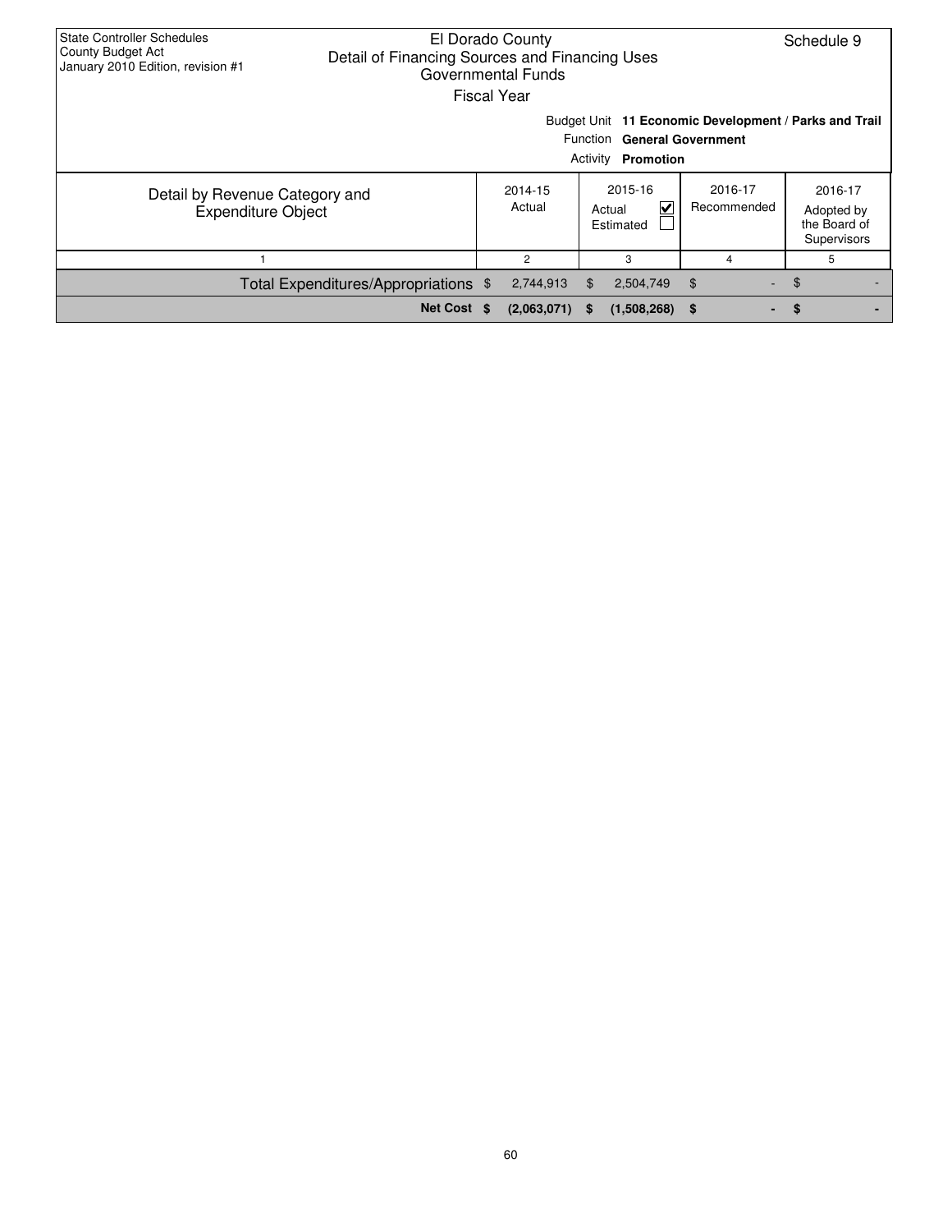State Controller Schedules
County Budget Act
January 2010 Edition, revision #1

# El Dorado County
## Detail of Financing Sources and Financing Uses
### Governmental Funds
Fiscal Year

Schedule 9

Budget Unit **11 Economic Development / Parks and Trail**
Function **General Government**
Activity **Promotion**

| Detail by Revenue Category and Expenditure Object | 2014-15 Actual | 2015-16 Actual ☑ Estimated ☐ | 2016-17 Recommended | 2016-17 Adopted by the Board of Supervisors |
|---|---|---|---|---|
| 1 | 2 | 3 | 4 | 5 |
| Total Expenditures/Appropriations | $ 2,744,913 | $ 2,504,749 | $ - | $ - |
| **Net Cost** | **$ (2,063,071)** | **$ (1,508,268)** | **$ -** | **$ -** |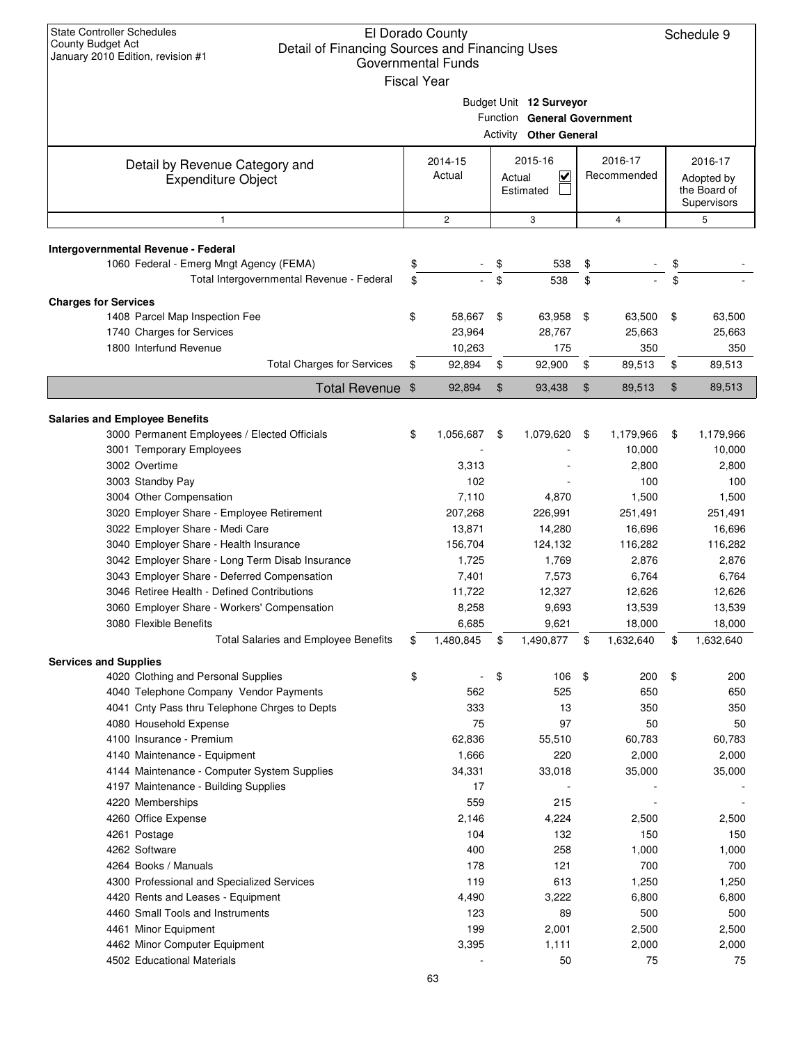State Controller Schedules
County Budget Act
January 2010 Edition, revision #1

# El Dorado County
## Detail of Financing Sources and Financing Uses
### Governmental Funds
### Fiscal Year

Schedule 9

Budget Unit **12 Surveyor**
Function **General Government**
Activity **Other General**

| Detail by Revenue Category and Expenditure Object | 2014-15 Actual | 2015-16 Actual ☑ Estimated ☐ | 2016-17 Recommended | 2016-17 Adopted by the Board of Supervisors |
|---|---|---|---|---|
| 1 | 2 | 3 | 4 | 5 |
| **Intergovernmental Revenue - Federal** | | | | |
| 1060 Federal - Emerg Mngt Agency (FEMA) | $ - | $ 538 | $ - | $ - |
| Total Intergovernmental Revenue - Federal | $ - | $ 538 | $ - | $ - |
| **Charges for Services** | | | | |
| 1408 Parcel Map Inspection Fee | $ 58,667 | $ 63,958 | $ 63,500 | $ 63,500 |
| 1740 Charges for Services | 23,964 | 28,767 | 25,663 | 25,663 |
| 1800 Interfund Revenue | 10,263 | 175 | 350 | 350 |
| Total Charges for Services | $ 92,894 | $ 92,900 | $ 89,513 | $ 89,513 |
| **Total Revenue** | $ 92,894 | $ 93,438 | $ 89,513 | $ 89,513 |
| **Salaries and Employee Benefits** | | | | |
| 3000 Permanent Employees / Elected Officials | $ 1,056,687 | $ 1,079,620 | $ 1,179,966 | $ 1,179,966 |
| 3001 Temporary Employees | - | - | 10,000 | 10,000 |
| 3002 Overtime | 3,313 | - | 2,800 | 2,800 |
| 3003 Standby Pay | 102 | - | 100 | 100 |
| 3004 Other Compensation | 7,110 | 4,870 | 1,500 | 1,500 |
| 3020 Employer Share - Employee Retirement | 207,268 | 226,991 | 251,491 | 251,491 |
| 3022 Employer Share - Medi Care | 13,871 | 14,280 | 16,696 | 16,696 |
| 3040 Employer Share - Health Insurance | 156,704 | 124,132 | 116,282 | 116,282 |
| 3042 Employer Share - Long Term Disab Insurance | 1,725 | 1,769 | 2,876 | 2,876 |
| 3043 Employer Share - Deferred Compensation | 7,401 | 7,573 | 6,764 | 6,764 |
| 3046 Retiree Health - Defined Contributions | 11,722 | 12,327 | 12,626 | 12,626 |
| 3060 Employer Share - Workers' Compensation | 8,258 | 9,693 | 13,539 | 13,539 |
| 3080 Flexible Benefits | 6,685 | 9,621 | 18,000 | 18,000 |
| Total Salaries and Employee Benefits | $ 1,480,845 | $ 1,490,877 | $ 1,632,640 | $ 1,632,640 |
| **Services and Supplies** | | | | |
| 4020 Clothing and Personal Supplies | $ - | $ 106 | $ 200 | $ 200 |
| 4040 Telephone Company Vendor Payments | 562 | 525 | 650 | 650 |
| 4041 Cnty Pass thru Telephone Chrges to Depts | 333 | 13 | 350 | 350 |
| 4080 Household Expense | 75 | 97 | 50 | 50 |
| 4100 Insurance - Premium | 62,836 | 55,510 | 60,783 | 60,783 |
| 4140 Maintenance - Equipment | 1,666 | 220 | 2,000 | 2,000 |
| 4144 Maintenance - Computer System Supplies | 34,331 | 33,018 | 35,000 | 35,000 |
| 4197 Maintenance - Building Supplies | 17 | - | - | - |
| 4220 Memberships | 559 | 215 | - | - |
| 4260 Office Expense | 2,146 | 4,224 | 2,500 | 2,500 |
| 4261 Postage | 104 | 132 | 150 | 150 |
| 4262 Software | 400 | 258 | 1,000 | 1,000 |
| 4264 Books / Manuals | 178 | 121 | 700 | 700 |
| 4300 Professional and Specialized Services | 119 | 613 | 1,250 | 1,250 |
| 4420 Rents and Leases - Equipment | 4,490 | 3,222 | 6,800 | 6,800 |
| 4460 Small Tools and Instruments | 123 | 89 | 500 | 500 |
| 4461 Minor Equipment | 199 | 2,001 | 2,500 | 2,500 |
| 4462 Minor Computer Equipment | 3,395 | 1,111 | 2,000 | 2,000 |
| 4502 Educational Materials | - | 50 | 75 | 75 |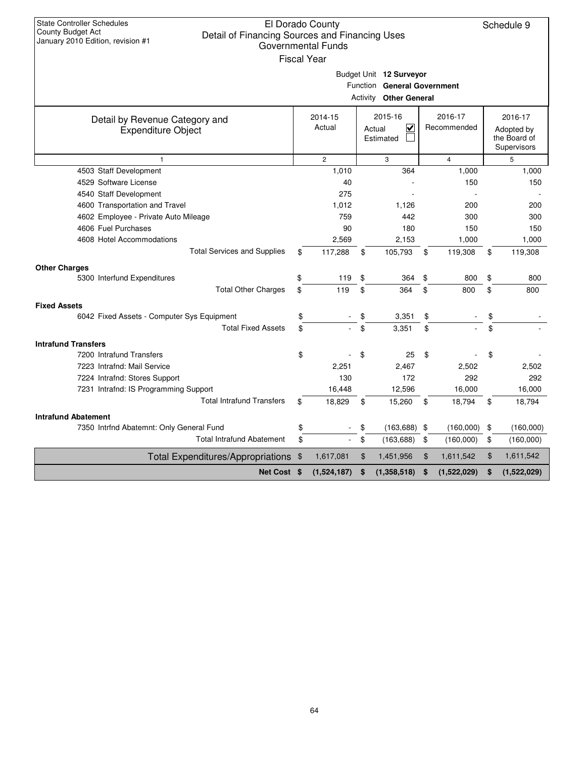State Controller Schedules
County Budget Act
January 2010 Edition, revision #1

# El Dorado County
## Detail of Financing Sources and Financing Uses
### Governmental Funds
Fiscal Year

Schedule 9

Budget Unit **12 Surveyor**
Function **General Government**
Activity **Other General**

| Detail by Revenue Category and Expenditure Object | 2014-15 Actual | 2015-16 Actual ☑ Estimated ☐ | 2016-17 Recommended | 2016-17 Adopted by the Board of Supervisors |
|---|---|---|---|---|
| 1 | 2 | 3 | 4 | 5 |
| 4503 Staff Development | 1,010 | 364 | 1,000 | 1,000 |
| 4529 Software License | 40 | - | 150 | 150 |
| 4540 Staff Development | 275 | - | - | - |
| 4600 Transportation and Travel | 1,012 | 1,126 | 200 | 200 |
| 4602 Employee - Private Auto Mileage | 759 | 442 | 300 | 300 |
| 4606 Fuel Purchases | 90 | 180 | 150 | 150 |
| 4608 Hotel Accommodations | 2,569 | 2,153 | 1,000 | 1,000 |
| Total Services and Supplies | $ 117,288 | $ 105,793 | $ 119,308 | $ 119,308 |
| **Other Charges** | | | | |
| 5300 Interfund Expenditures | $ 119 | $ 364 | $ 800 | $ 800 |
| Total Other Charges | $ 119 | $ 364 | $ 800 | $ 800 |
| **Fixed Assets** | | | | |
| 6042 Fixed Assets - Computer Sys Equipment | $ - | $ 3,351 | $ - | $ - |
| Total Fixed Assets | $ - | $ 3,351 | $ - | $ - |
| **Intrafund Transfers** | | | | |
| 7200 Intrafund Transfers | $ - | $ 25 | $ - | $ - |
| 7223 Intrafnd: Mail Service | 2,251 | 2,467 | 2,502 | 2,502 |
| 7224 Intrafnd: Stores Support | 130 | 172 | 292 | 292 |
| 7231 Intrafnd: IS Programming Support | 16,448 | 12,596 | 16,000 | 16,000 |
| Total Intrafund Transfers | $ 18,829 | $ 15,260 | $ 18,794 | $ 18,794 |
| **Intrafund Abatement** | | | | |
| 7350 Intrfnd Abatemnt: Only General Fund | $ - | $ (163,688) | $ (160,000) | $ (160,000) |
| Total Intrafund Abatement | $ - | $ (163,688) | $ (160,000) | $ (160,000) |
| Total Expenditures/Appropriations | $ 1,617,081 | $ 1,451,956 | $ 1,611,542 | $ 1,611,542 |
| **Net Cost** | **$ (1,524,187)** | **$ (1,358,518)** | **$ (1,522,029)** | **$ (1,522,029)** |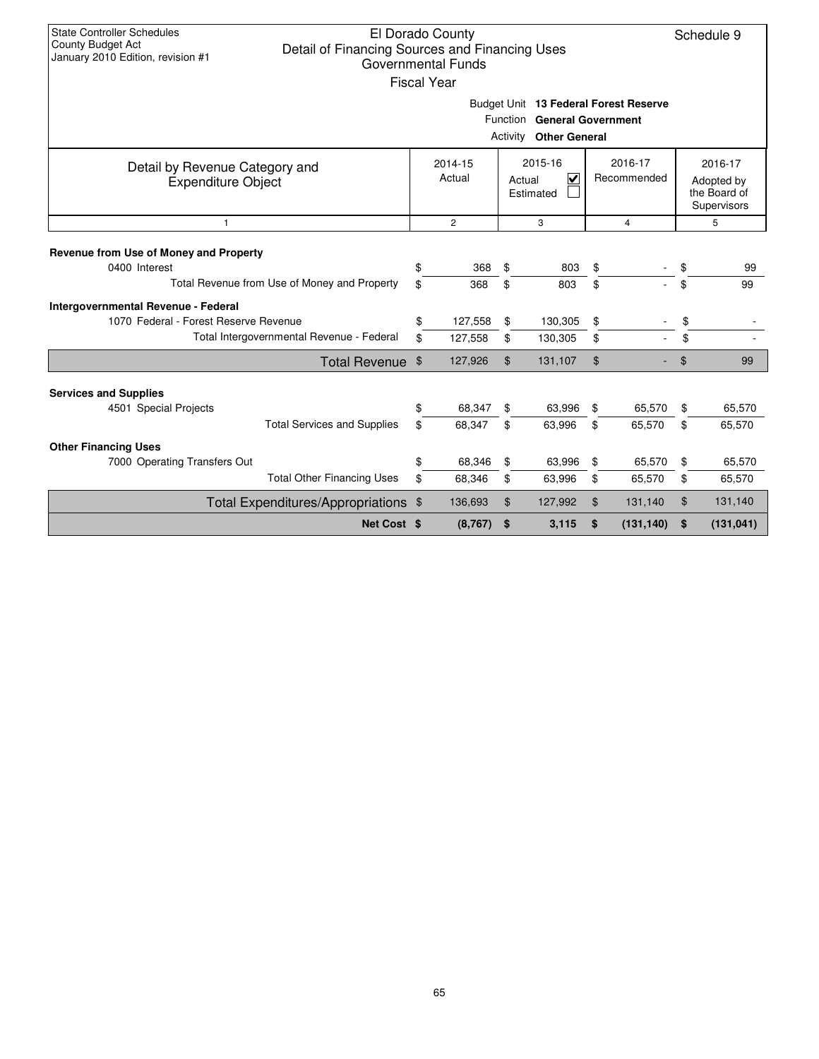State Controller Schedules
County Budget Act
January 2010 Edition, revision #1

# El Dorado County
## Detail of Financing Sources and Financing Uses
### Governmental Funds
Fiscal Year

Schedule 9

Budget Unit **13 Federal Forest Reserve**
Function **General Government**
Activity **Other General**

| Detail by Revenue Category and Expenditure Object | 2014-15 Actual | 2015-16 Actual ☑ Estimated ☐ | 2016-17 Recommended | 2016-17 Adopted by the Board of Supervisors |
|---|---|---|---|---|
| 1 | 2 | 3 | 4 | 5 |
| **Revenue from Use of Money and Property** | | | | |
| 0400 Interest | $ 368 | $ 803 | $ - | $ 99 |
| Total Revenue from Use of Money and Property | $ 368 | $ 803 | $ - | $ 99 |
| **Intergovernmental Revenue - Federal** | | | | |
| 1070 Federal - Forest Reserve Revenue | $ 127,558 | $ 130,305 | $ - | $ - |
| Total Intergovernmental Revenue - Federal | $ 127,558 | $ 130,305 | $ - | $ - |
| Total Revenue | $ 127,926 | $ 131,107 | $ - | $ 99 |
| **Services and Supplies** | | | | |
| 4501 Special Projects | $ 68,347 | $ 63,996 | $ 65,570 | $ 65,570 |
| Total Services and Supplies | $ 68,347 | $ 63,996 | $ 65,570 | $ 65,570 |
| **Other Financing Uses** | | | | |
| 7000 Operating Transfers Out | $ 68,346 | $ 63,996 | $ 65,570 | $ 65,570 |
| Total Other Financing Uses | $ 68,346 | $ 63,996 | $ 65,570 | $ 65,570 |
| Total Expenditures/Appropriations | $ 136,693 | $ 127,992 | $ 131,140 | $ 131,140 |
| **Net Cost** | **$ (8,767)** | **$ 3,115** | **$ (131,140)** | **$ (131,041)** |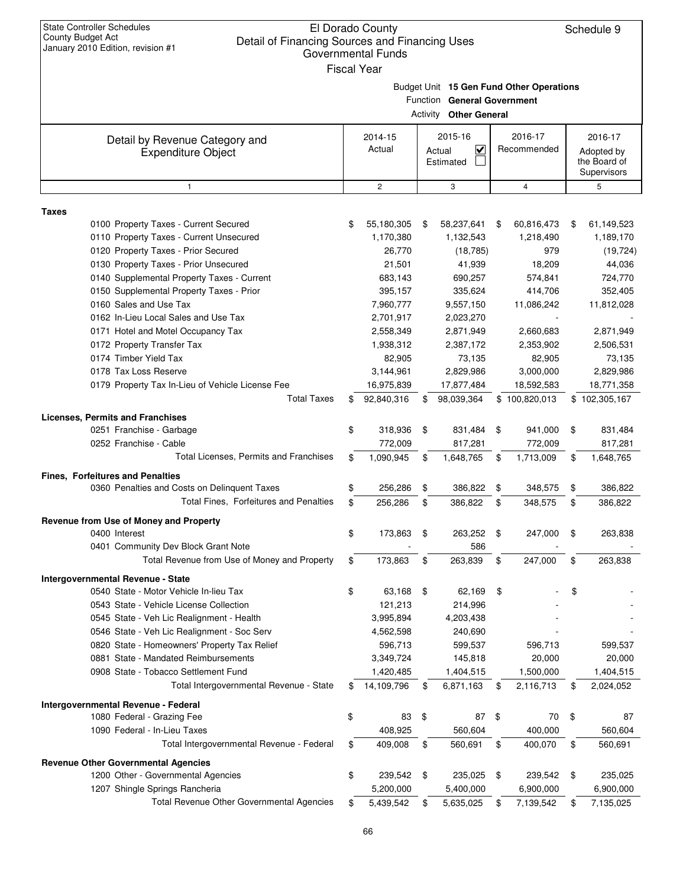State Controller Schedules
County Budget Act
January 2010 Edition, revision #1

# El Dorado County
## Detail of Financing Sources and Financing Uses
### Governmental Funds
Fiscal Year

Schedule 9

Budget Unit **15 Gen Fund Other Operations**
Function **General Government**
Activity **Other General**

| Detail by Revenue Category and Expenditure Object | 2014-15 Actual | 2015-16 Actual ☑ Estimated ☐ | 2016-17 Recommended | 2016-17 Adopted by the Board of Supervisors |
|---|---|---|---|---|
| 1 | 2 | 3 | 4 | 5 |
| **Taxes** | | | | |
| 0100 Property Taxes - Current Secured | $ 55,180,305 | $ 58,237,641 | $ 60,816,473 | $ 61,149,523 |
| 0110 Property Taxes - Current Unsecured | 1,170,380 | 1,132,543 | 1,218,490 | 1,189,170 |
| 0120 Property Taxes - Prior Secured | 26,770 | (18,785) | 979 | (19,724) |
| 0130 Property Taxes - Prior Unsecured | 21,501 | 41,939 | 18,209 | 44,036 |
| 0140 Supplemental Property Taxes - Current | 683,143 | 690,257 | 574,841 | 724,770 |
| 0150 Supplemental Property Taxes - Prior | 395,157 | 335,624 | 414,706 | 352,405 |
| 0160 Sales and Use Tax | 7,960,777 | 9,557,150 | 11,086,242 | 11,812,028 |
| 0162 In-Lieu Local Sales and Use Tax | 2,701,917 | 2,023,270 | - | - |
| 0171 Hotel and Motel Occupancy Tax | 2,558,349 | 2,871,949 | 2,660,683 | 2,871,949 |
| 0172 Property Transfer Tax | 1,938,312 | 2,387,172 | 2,353,902 | 2,506,531 |
| 0174 Timber Yield Tax | 82,905 | 73,135 | 82,905 | 73,135 |
| 0178 Tax Loss Reserve | 3,144,961 | 2,829,986 | 3,000,000 | 2,829,986 |
| 0179 Property Tax In-Lieu of Vehicle License Fee | 16,975,839 | 17,877,484 | 18,592,583 | 18,771,358 |
| Total Taxes | $ 92,840,316 | $ 98,039,364 | $ 100,820,013 | $ 102,305,167 |
| **Licenses, Permits and Franchises** | | | | |
| 0251 Franchise - Garbage | $ 318,936 | $ 831,484 | $ 941,000 | $ 831,484 |
| 0252 Franchise - Cable | 772,009 | 817,281 | 772,009 | 817,281 |
| Total Licenses, Permits and Franchises | $ 1,090,945 | $ 1,648,765 | $ 1,713,009 | $ 1,648,765 |
| **Fines, Forfeitures and Penalties** | | | | |
| 0360 Penalties and Costs on Delinquent Taxes | $ 256,286 | $ 386,822 | $ 348,575 | $ 386,822 |
| Total Fines, Forfeitures and Penalties | $ 256,286 | $ 386,822 | $ 348,575 | $ 386,822 |
| **Revenue from Use of Money and Property** | | | | |
| 0400 Interest | $ 173,863 | $ 263,252 | $ 247,000 | $ 263,838 |
| 0401 Community Dev Block Grant Note | - | 586 | - | - |
| Total Revenue from Use of Money and Property | $ 173,863 | $ 263,839 | $ 247,000 | $ 263,838 |
| **Intergovernmental Revenue - State** | | | | |
| 0540 State - Motor Vehicle In-lieu Tax | $ 63,168 | $ 62,169 | $ - | $ - |
| 0543 State - Vehicle License Collection | 121,213 | 214,996 | - | - |
| 0545 State - Veh Lic Realignment - Health | 3,995,894 | 4,203,438 | - | - |
| 0546 State - Veh Lic Realignment - Soc Serv | 4,562,598 | 240,690 | - | - |
| 0820 State - Homeowners' Property Tax Relief | 596,713 | 599,537 | 596,713 | 599,537 |
| 0881 State - Mandated Reimbursements | 3,349,724 | 145,818 | 20,000 | 20,000 |
| 0908 State - Tobacco Settlement Fund | 1,420,485 | 1,404,515 | 1,500,000 | 1,404,515 |
| Total Intergovernmental Revenue - State | $ 14,109,796 | $ 6,871,163 | $ 2,116,713 | $ 2,024,052 |
| **Intergovernmental Revenue - Federal** | | | | |
| 1080 Federal - Grazing Fee | $ 83 | $ 87 | $ 70 | $ 87 |
| 1090 Federal - In-Lieu Taxes | 408,925 | 560,604 | 400,000 | 560,604 |
| Total Intergovernmental Revenue - Federal | $ 409,008 | $ 560,691 | $ 400,070 | $ 560,691 |
| **Revenue Other Governmental Agencies** | | | | |
| 1200 Other - Governmental Agencies | $ 239,542 | $ 235,025 | $ 239,542 | $ 235,025 |
| 1207 Shingle Springs Rancheria | 5,200,000 | 5,400,000 | 6,900,000 | 6,900,000 |
| Total Revenue Other Governmental Agencies | $ 5,439,542 | $ 5,635,025 | $ 7,139,542 | $ 7,135,025 |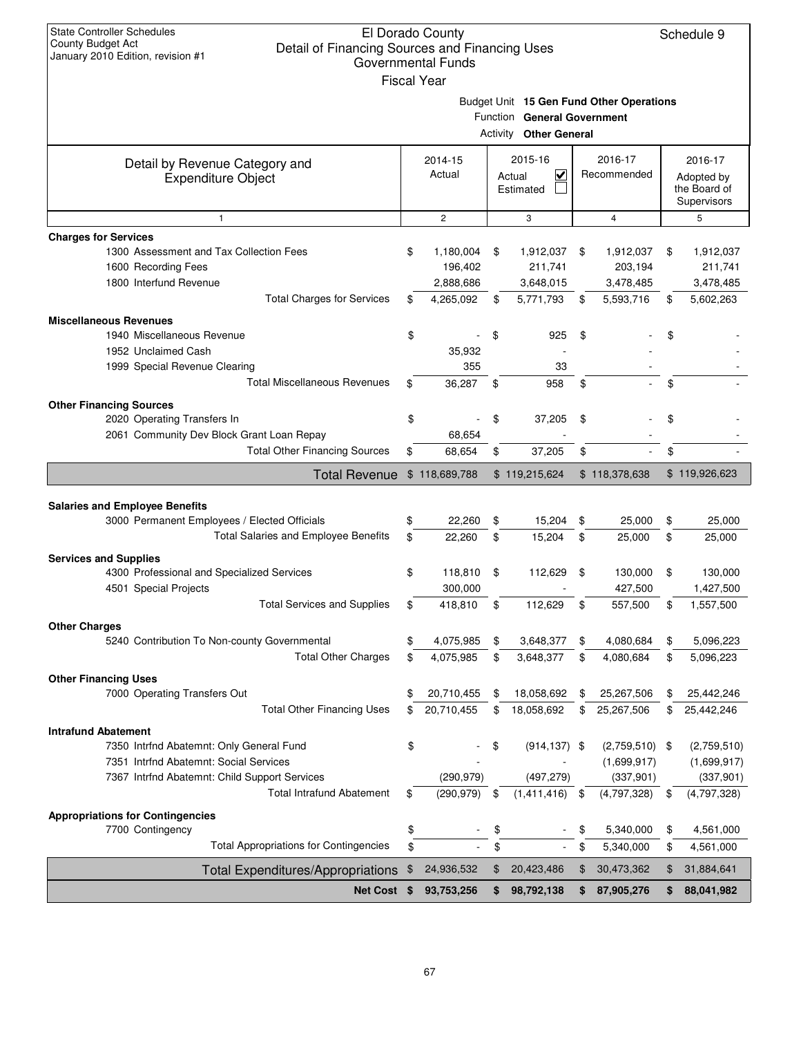State Controller Schedules
County Budget Act
January 2010 Edition, revision #1

# El Dorado County
## Detail of Financing Sources and Financing Uses
### Governmental Funds
Fiscal Year

Schedule 9

Budget Unit **15 Gen Fund Other Operations**
Function **General Government**
Activity **Other General**

| Detail by Revenue Category and Expenditure Object | 2014-15 Actual | 2015-16 Actual ☑ Estimated ☐ | 2016-17 Recommended | 2016-17 Adopted by the Board of Supervisors |
|---|---|---|---|---|
| 1 | 2 | 3 | 4 | 5 |
| **Charges for Services** | | | | |
| 1300 Assessment and Tax Collection Fees | $ 1,180,004 | $ 1,912,037 | $ 1,912,037 | $ 1,912,037 |
| 1600 Recording Fees | 196,402 | 211,741 | 203,194 | 211,741 |
| 1800 Interfund Revenue | 2,888,686 | 3,648,015 | 3,478,485 | 3,478,485 |
| Total Charges for Services | $ 4,265,092 | $ 5,771,793 | $ 5,593,716 | $ 5,602,263 |
| **Miscellaneous Revenues** | | | | |
| 1940 Miscellaneous Revenue | $ - | $ 925 | $ - | $ - |
| 1952 Unclaimed Cash | 35,932 | - | - | - |
| 1999 Special Revenue Clearing | 355 | 33 | - | - |
| Total Miscellaneous Revenues | $ 36,287 | $ 958 | $ - | $ - |
| **Other Financing Sources** | | | | |
| 2020 Operating Transfers In | $ - | $ 37,205 | $ - | $ - |
| 2061 Community Dev Block Grant Loan Repay | 68,654 | - | - | - |
| Total Other Financing Sources | $ 68,654 | $ 37,205 | $ - | $ - |
| **Total Revenue** | $ 118,689,788 | $ 119,215,624 | $ 118,378,638 | $ 119,926,623 |
| **Salaries and Employee Benefits** | | | | |
| 3000 Permanent Employees / Elected Officials | $ 22,260 | $ 15,204 | $ 25,000 | $ 25,000 |
| Total Salaries and Employee Benefits | $ 22,260 | $ 15,204 | $ 25,000 | $ 25,000 |
| **Services and Supplies** | | | | |
| 4300 Professional and Specialized Services | $ 118,810 | $ 112,629 | $ 130,000 | $ 130,000 |
| 4501 Special Projects | 300,000 | - | 427,500 | 1,427,500 |
| Total Services and Supplies | $ 418,810 | $ 112,629 | $ 557,500 | $ 1,557,500 |
| **Other Charges** | | | | |
| 5240 Contribution To Non-county Governmental | $ 4,075,985 | $ 3,648,377 | $ 4,080,684 | $ 5,096,223 |
| Total Other Charges | $ 4,075,985 | $ 3,648,377 | $ 4,080,684 | $ 5,096,223 |
| **Other Financing Uses** | | | | |
| 7000 Operating Transfers Out | $ 20,710,455 | $ 18,058,692 | $ 25,267,506 | $ 25,442,246 |
| Total Other Financing Uses | $ 20,710,455 | $ 18,058,692 | $ 25,267,506 | $ 25,442,246 |
| **Intrafund Abatement** | | | | |
| 7350 Intrfnd Abatemnt: Only General Fund | $ - | $ (914,137) | $ (2,759,510) | $ (2,759,510) |
| 7351 Intrfnd Abatemnt: Social Services | - | - | (1,699,917) | (1,699,917) |
| 7367 Intrfnd Abatemnt: Child Support Services | (290,979) | (497,279) | (337,901) | (337,901) |
| Total Intrafund Abatement | $ (290,979) | $ (1,411,416) | $ (4,797,328) | $ (4,797,328) |
| **Appropriations for Contingencies** | | | | |
| 7700 Contingency | $ - | $ - | $ 5,340,000 | $ 4,561,000 |
| Total Appropriations for Contingencies | $ - | $ - | $ 5,340,000 | $ 4,561,000 |
| **Total Expenditures/Appropriations** | $ 24,936,532 | $ 20,423,486 | $ 30,473,362 | $ 31,884,641 |
| **Net Cost** | **$ 93,753,256** | **$ 98,792,138** | **$ 87,905,276** | **$ 88,041,982** |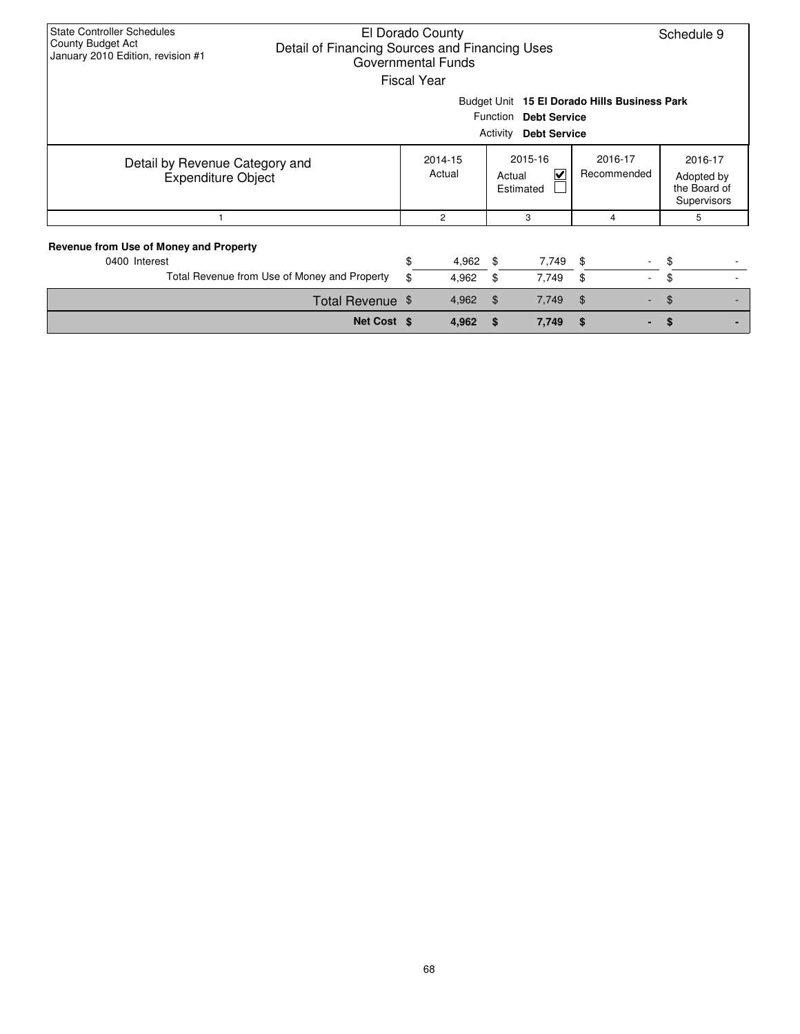State Controller Schedules
County Budget Act
January 2010 Edition, revision #1

# El Dorado County
## Detail of Financing Sources and Financing Uses
### Governmental Funds
Fiscal Year

Schedule 9

Budget Unit **15 El Dorado Hills Business Park**
Function **Debt Service**
Activity **Debt Service**

| Detail by Revenue Category and Expenditure Object | 2014-15 Actual | 2015-16 Actual ☑ Estimated ☐ | 2016-17 Recommended | 2016-17 Adopted by the Board of Supervisors |
|---|---|---|---|---|
| 1 | 2 | 3 | 4 | 5 |
| **Revenue from Use of Money and Property** | | | | |
| 0400 Interest | $ 4,962 | $ 7,749 | $ - | $ - |
| Total Revenue from Use of Money and Property | $ 4,962 | $ 7,749 | $ - | $ - |
| Total Revenue | $ 4,962 | $ 7,749 | $ - | $ - |
| **Net Cost** | **$ 4,962** | **$ 7,749** | **$ -** | **$ -** |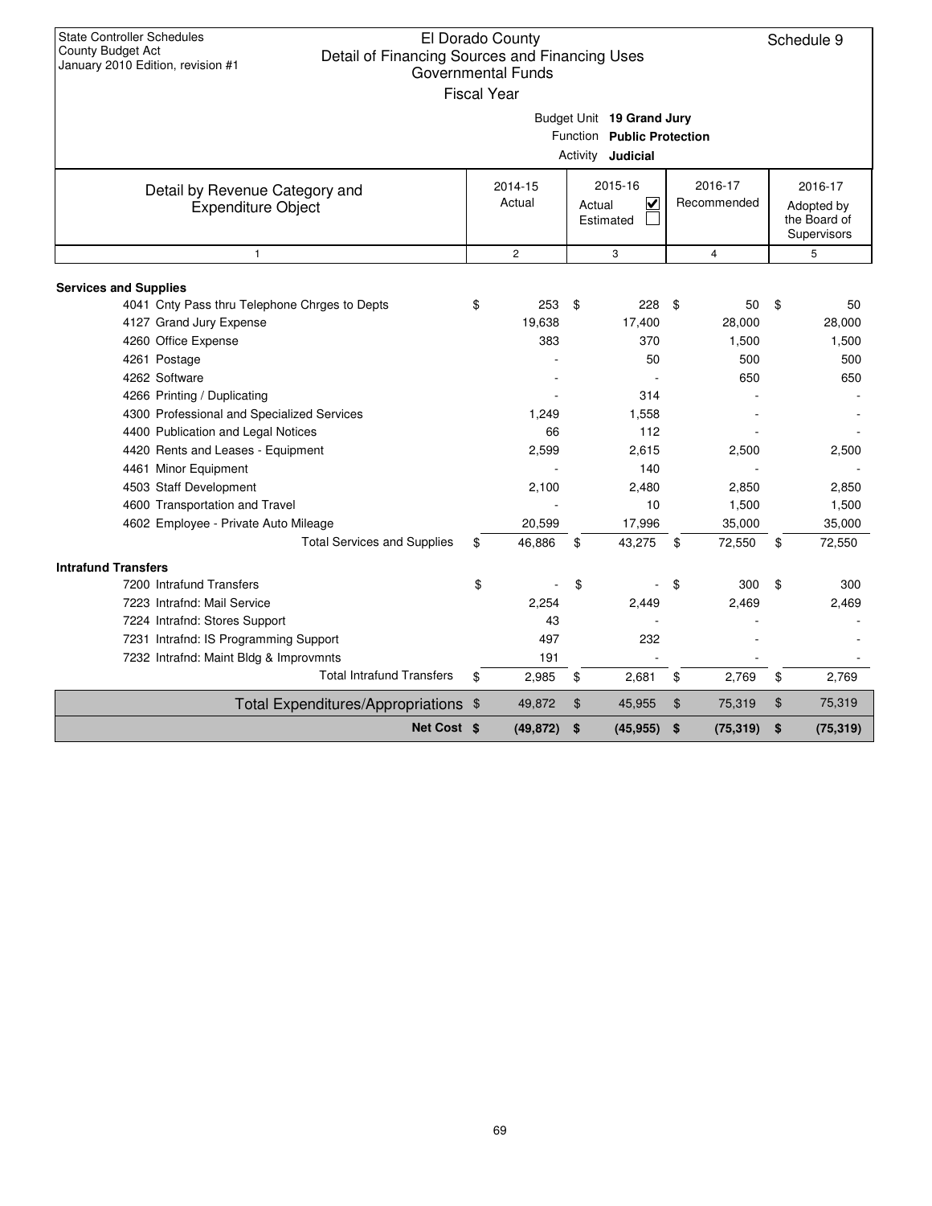State Controller Schedules
County Budget Act
January 2010 Edition, revision #1

# El Dorado County
## Detail of Financing Sources and Financing Uses
### Governmental Funds
Fiscal Year

Schedule 9

Budget Unit **19 Grand Jury**
Function **Public Protection**
Activity **Judicial**

| Detail by Revenue Category and Expenditure Object | 2014-15 Actual | 2015-16 Actual ☑ Estimated ☐ | 2016-17 Recommended | 2016-17 Adopted by the Board of Supervisors |
|---|---|---|---|---|
| 1 | 2 | 3 | 4 | 5 |
| **Services and Supplies** | | | | |
| 4041 Cnty Pass thru Telephone Chrges to Depts | $ 253 | $ 228 | $ 50 | $ 50 |
| 4127 Grand Jury Expense | 19,638 | 17,400 | 28,000 | 28,000 |
| 4260 Office Expense | 383 | 370 | 1,500 | 1,500 |
| 4261 Postage | - | 50 | 500 | 500 |
| 4262 Software | - | - | 650 | 650 |
| 4266 Printing / Duplicating | - | 314 | - | - |
| 4300 Professional and Specialized Services | 1,249 | 1,558 | - | - |
| 4400 Publication and Legal Notices | 66 | 112 | - | - |
| 4420 Rents and Leases - Equipment | 2,599 | 2,615 | 2,500 | 2,500 |
| 4461 Minor Equipment | - | 140 | - | - |
| 4503 Staff Development | 2,100 | 2,480 | 2,850 | 2,850 |
| 4600 Transportation and Travel | - | 10 | 1,500 | 1,500 |
| 4602 Employee - Private Auto Mileage | 20,599 | 17,996 | 35,000 | 35,000 |
| Total Services and Supplies | $ 46,886 | $ 43,275 | $ 72,550 | $ 72,550 |
| **Intrafund Transfers** | | | | |
| 7200 Intrafund Transfers | $ - | $ - | $ 300 | $ 300 |
| 7223 Intrafnd: Mail Service | 2,254 | 2,449 | 2,469 | 2,469 |
| 7224 Intrafnd: Stores Support | 43 | - | - | - |
| 7231 Intrafnd: IS Programming Support | 497 | 232 | - | - |
| 7232 Intrafnd: Maint Bldg & Improvmnts | 191 | - | - | - |
| Total Intrafund Transfers | $ 2,985 | $ 2,681 | $ 2,769 | $ 2,769 |
| Total Expenditures/Appropriations | $ 49,872 | $ 45,955 | $ 75,319 | $ 75,319 |
| **Net Cost** | **$ (49,872)** | **$ (45,955)** | **$ (75,319)** | **$ (75,319)** |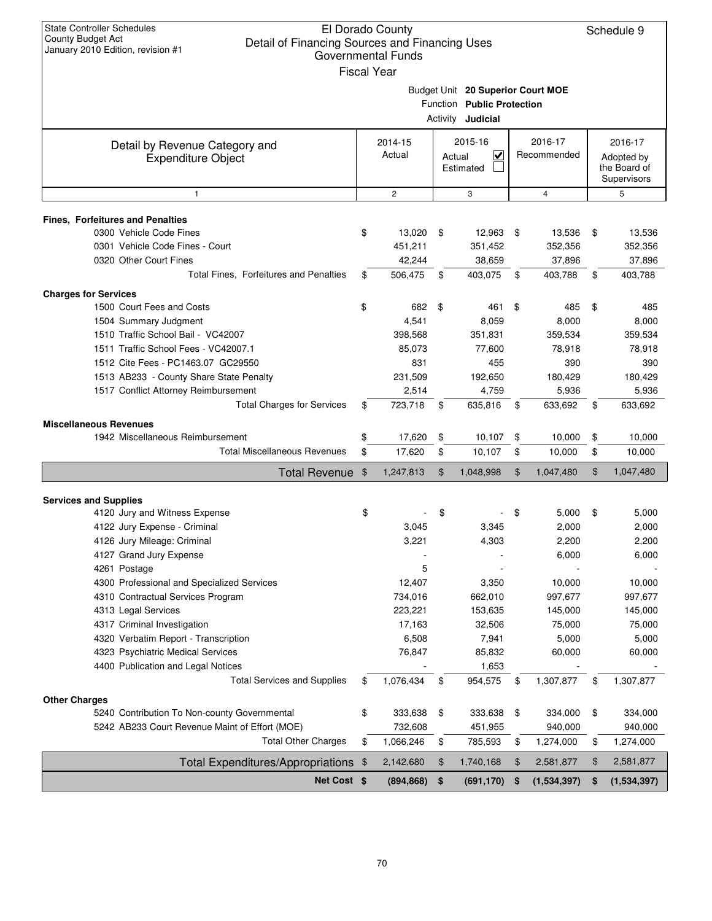State Controller Schedules
County Budget Act
January 2010 Edition, revision #1

# El Dorado County
## Detail of Financing Sources and Financing Uses
### Governmental Funds
### Fiscal Year

Schedule 9

Budget Unit **20 Superior Court MOE**
Function **Public Protection**
Activity **Judicial**

| Detail by Revenue Category and Expenditure Object | 2014-15 Actual | 2015-16 Actual ☑ Estimated ☐ | 2016-17 Recommended | 2016-17 Adopted by the Board of Supervisors |
|---|---|---|---|---|
| 1 | 2 | 3 | 4 | 5 |
| **Fines, Forfeitures and Penalties** | | | | |
| 0300 Vehicle Code Fines | $ 13,020 | $ 12,963 | $ 13,536 | $ 13,536 |
| 0301 Vehicle Code Fines - Court | 451,211 | 351,452 | 352,356 | 352,356 |
| 0320 Other Court Fines | 42,244 | 38,659 | 37,896 | 37,896 |
| Total Fines, Forfeitures and Penalties | $ 506,475 | $ 403,075 | $ 403,788 | $ 403,788 |
| **Charges for Services** | | | | |
| 1500 Court Fees and Costs | $ 682 | $ 461 | $ 485 | $ 485 |
| 1504 Summary Judgment | 4,541 | 8,059 | 8,000 | 8,000 |
| 1510 Traffic School Bail - VC42007 | 398,568 | 351,831 | 359,534 | 359,534 |
| 1511 Traffic School Fees - VC42007.1 | 85,073 | 77,600 | 78,918 | 78,918 |
| 1512 Cite Fees - PC1463.07 GC29550 | 831 | 455 | 390 | 390 |
| 1513 AB233 - County Share State Penalty | 231,509 | 192,650 | 180,429 | 180,429 |
| 1517 Conflict Attorney Reimbursement | 2,514 | 4,759 | 5,936 | 5,936 |
| Total Charges for Services | $ 723,718 | $ 635,816 | $ 633,692 | $ 633,692 |
| **Miscellaneous Revenues** | | | | |
| 1942 Miscellaneous Reimbursement | $ 17,620 | $ 10,107 | $ 10,000 | $ 10,000 |
| Total Miscellaneous Revenues | $ 17,620 | $ 10,107 | $ 10,000 | $ 10,000 |
| **Total Revenue** | $ 1,247,813 | $ 1,048,998 | $ 1,047,480 | $ 1,047,480 |
| **Services and Supplies** | | | | |
| 4120 Jury and Witness Expense | $ - | $ - | $ 5,000 | $ 5,000 |
| 4122 Jury Expense - Criminal | 3,045 | 3,345 | 2,000 | 2,000 |
| 4126 Jury Mileage: Criminal | 3,221 | 4,303 | 2,200 | 2,200 |
| 4127 Grand Jury Expense | - | - | 6,000 | 6,000 |
| 4261 Postage | 5 | - | - | - |
| 4300 Professional and Specialized Services | 12,407 | 3,350 | 10,000 | 10,000 |
| 4310 Contractual Services Program | 734,016 | 662,010 | 997,677 | 997,677 |
| 4313 Legal Services | 223,221 | 153,635 | 145,000 | 145,000 |
| 4317 Criminal Investigation | 17,163 | 32,506 | 75,000 | 75,000 |
| 4320 Verbatim Report - Transcription | 6,508 | 7,941 | 5,000 | 5,000 |
| 4323 Psychiatric Medical Services | 76,847 | 85,832 | 60,000 | 60,000 |
| 4400 Publication and Legal Notices | - | 1,653 | - | - |
| Total Services and Supplies | $ 1,076,434 | $ 954,575 | $ 1,307,877 | $ 1,307,877 |
| **Other Charges** | | | | |
| 5240 Contribution To Non-county Governmental | $ 333,638 | $ 333,638 | $ 334,000 | $ 334,000 |
| 5242 AB233 Court Revenue Maint of Effort (MOE) | 732,608 | 451,955 | 940,000 | 940,000 |
| Total Other Charges | $ 1,066,246 | $ 785,593 | $ 1,274,000 | $ 1,274,000 |
| **Total Expenditures/Appropriations** | $ 2,142,680 | $ 1,740,168 | $ 2,581,877 | $ 2,581,877 |
| **Net Cost** | **$ (894,868)** | **$ (691,170)** | **$ (1,534,397)** | **$ (1,534,397)** |